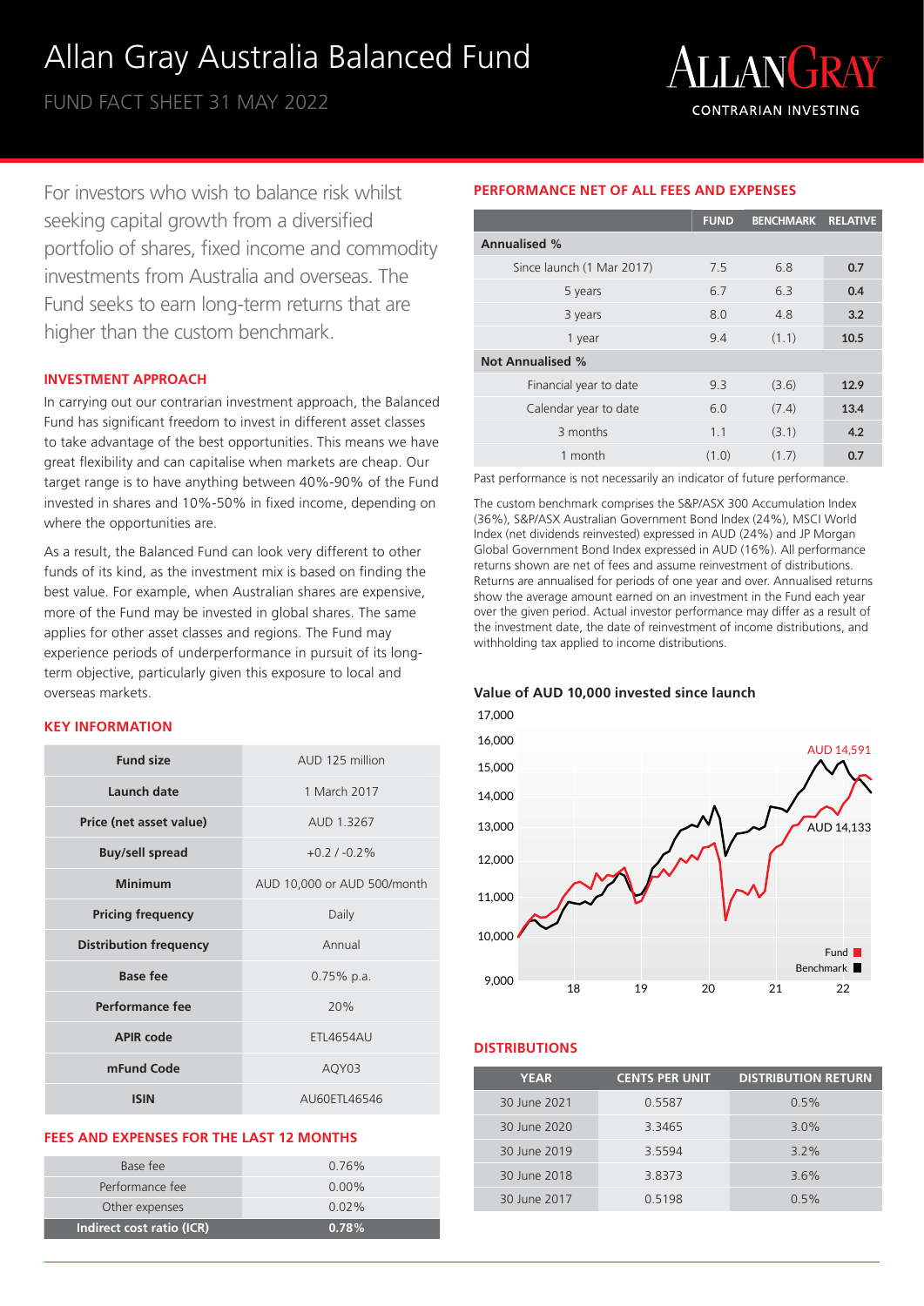# Allan Gray Australia Balanced Fund

FUND FACT SHEET 31 MAY 2022

ALLANGRAY
CONTRARIAN INVESTING

For investors who wish to balance risk whilst seeking capital growth from a diversified portfolio of shares, fixed income and commodity investments from Australia and overseas. The Fund seeks to earn long-term returns that are higher than the custom benchmark.

## INVESTMENT APPROACH

In carrying out our contrarian investment approach, the Balanced Fund has significant freedom to invest in different asset classes to take advantage of the best opportunities. This means we have great flexibility and can capitalise when markets are cheap. Our target range is to have anything between 40%-90% of the Fund invested in shares and 10%-50% in fixed income, depending on where the opportunities are.

As a result, the Balanced Fund can look very different to other funds of its kind, as the investment mix is based on finding the best value. For example, when Australian shares are expensive, more of the Fund may be invested in global shares. The same applies for other asset classes and regions. The Fund may experience periods of underperformance in pursuit of its long-term objective, particularly given this exposure to local and overseas markets.

## KEY INFORMATION

| | |
|---|---|
| **Fund size** | AUD 125 million |
| **Launch date** | 1 March 2017 |
| **Price (net asset value)** | AUD 1.3267 |
| **Buy/sell spread** | +0.2 / -0.2% |
| **Minimum** | AUD 10,000 or AUD 500/month |
| **Pricing frequency** | Daily |
| **Distribution frequency** | Annual |
| **Base fee** | 0.75% p.a. |
| **Performance fee** | 20% |
| **APIR code** | ETL4654AU |
| **mFund Code** | AQY03 |
| **ISIN** | AU60ETL46546 |

## FEES AND EXPENSES FOR THE LAST 12 MONTHS

| | |
|---|---|
| Base fee | 0.76% |
| Performance fee | 0.00% |
| Other expenses | 0.02% |
| **Indirect cost ratio (ICR)** | **0.78%** |

## PERFORMANCE NET OF ALL FEES AND EXPENSES

| | FUND | BENCHMARK | RELATIVE |
|---|---|---|---|
| **Annualised %** | | | |
| Since launch (1 Mar 2017) | 7.5 | 6.8 | **0.7** |
| 5 years | 6.7 | 6.3 | **0.4** |
| 3 years | 8.0 | 4.8 | **3.2** |
| 1 year | 9.4 | (1.1) | **10.5** |
| **Not Annualised %** | | | |
| Financial year to date | 9.3 | (3.6) | **12.9** |
| Calendar year to date | 6.0 | (7.4) | **13.4** |
| 3 months | 1.1 | (3.1) | **4.2** |
| 1 month | (1.0) | (1.7) | **0.7** |

Past performance is not necessarily an indicator of future performance.

The custom benchmark comprises the S&P/ASX 300 Accumulation Index (36%), S&P/ASX Australian Government Bond Index (24%), MSCI World Index (net dividends reinvested) expressed in AUD (24%) and JP Morgan Global Government Bond Index expressed in AUD (16%). All performance returns shown are net of fees and assume reinvestment of distributions. Returns are annualised for periods of one year and over. Annualised returns show the average amount earned on an investment in the Fund each year over the given period. Actual investor performance may differ as a result of the investment date, the date of reinvestment of income distributions, and withholding tax applied to income distributions.

### Value of AUD 10,000 invested since launch

Fund: AUD 14,591 | Benchmark: AUD 14,133

## DISTRIBUTIONS

| YEAR | CENTS PER UNIT | DISTRIBUTION RETURN |
|---|---|---|
| 30 June 2021 | 0.5587 | 0.5% |
| 30 June 2020 | 3.3465 | 3.0% |
| 30 June 2019 | 3.5594 | 3.2% |
| 30 June 2018 | 3.8373 | 3.6% |
| 30 June 2017 | 0.5198 | 0.5% |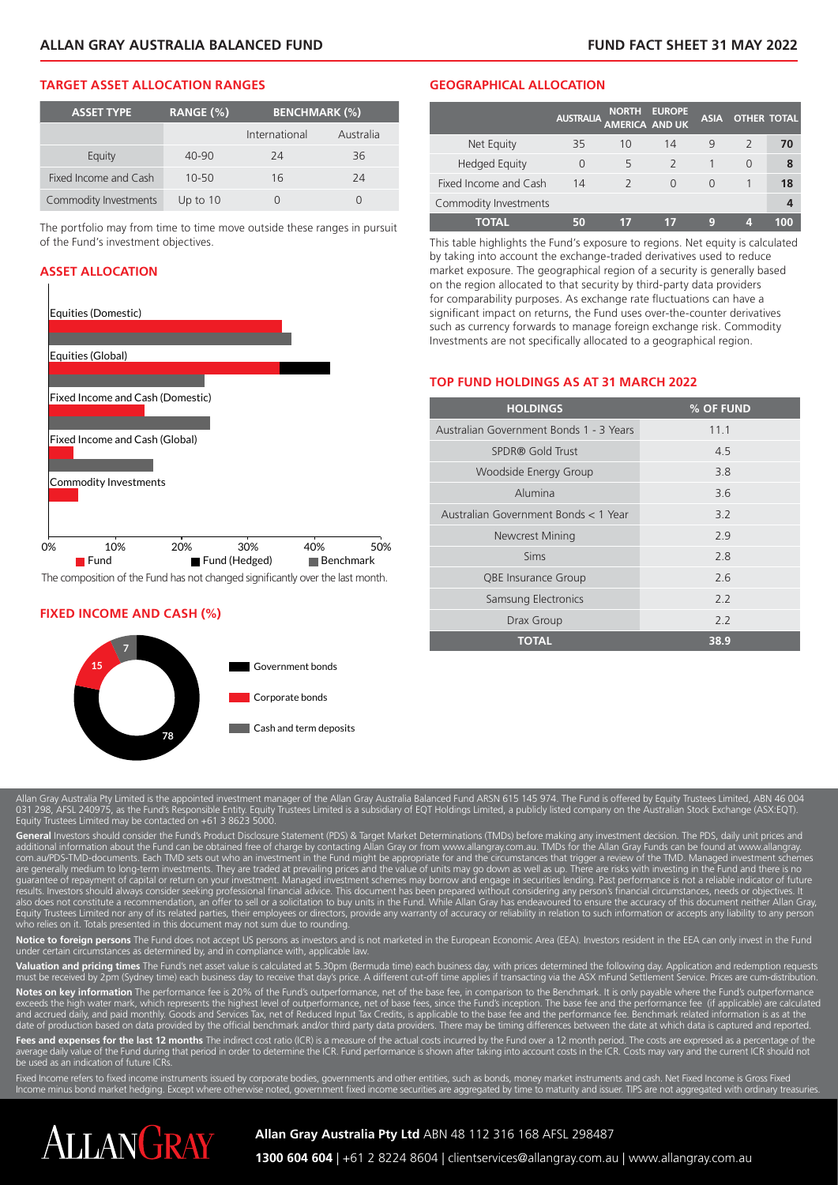## TARGET ASSET ALLOCATION RANGES

| ASSET TYPE | RANGE (%) | BENCHMARK (%) | |
|---|---|---|---|
| | | International | Australia |
| Equity | 40-90 | 24 | 36 |
| Fixed Income and Cash | 10-50 | 16 | 24 |
| Commodity Investments | Up to 10 | 0 | 0 |

The portfolio may from time to time move outside these ranges in pursuit of the Fund's investment objectives.

## ASSET ALLOCATION

Equities (Domestic)

Equities (Global)

Fixed Income and Cash (Domestic)

Fixed Income and Cash (Global)

Commodity Investments

0% 10% 20% 30% 40% 50%

Fund Fund (Hedged) Benchmark

The composition of the Fund has not changed significantly over the last month.

## FIXED INCOME AND CASH (%)

78 15 7

Government bonds

Corporate bonds

Cash and term deposits

## GEOGRAPHICAL ALLOCATION

| | AUSTRALIA | NORTH AMERICA | EUROPE AND UK | ASIA | OTHER | TOTAL |
|---|---|---|---|---|---|---|
| Net Equity | 35 | 10 | 14 | 9 | 2 | **70** |
| Hedged Equity | 0 | 5 | 2 | 1 | 0 | **8** |
| Fixed Income and Cash | 14 | 2 | 0 | 0 | 1 | **18** |
| Commodity Investments | | | | | | **4** |
| **TOTAL** | **50** | **17** | **17** | **9** | **4** | **100** |

This table highlights the Fund's exposure to regions. Net equity is calculated by taking into account the exchange-traded derivatives used to reduce market exposure. The geographical region of a security is generally based on the region allocated to that security by third-party data providers for comparability purposes. As exchange rate fluctuations can have a significant impact on returns, the Fund uses over-the-counter derivatives such as currency forwards to manage foreign exchange risk. Commodity Investments are not specifically allocated to a geographical region.

## TOP FUND HOLDINGS AS AT 31 MARCH 2022

| HOLDINGS | % OF FUND |
|---|---|
| Australian Government Bonds 1 - 3 Years | 11.1 |
| SPDR® Gold Trust | 4.5 |
| Woodside Energy Group | 3.8 |
| Alumina | 3.6 |
| Australian Government Bonds < 1 Year | 3.2 |
| Newcrest Mining | 2.9 |
| Sims | 2.8 |
| QBE Insurance Group | 2.6 |
| Samsung Electronics | 2.2 |
| Drax Group | 2.2 |
| **TOTAL** | **38.9** |

Allan Gray Australia Pty Limited is the appointed investment manager of the Allan Gray Australia Balanced Fund ARSN 615 145 974. The Fund is offered by Equity Trustees Limited, ABN 46 004 031 298, AFSL 240975, as the Fund's Responsible Entity. Equity Trustees Limited is a subsidiary of EQT Holdings Limited, a publicly listed company on the Australian Stock Exchange (ASX:EQT). Equity Trustees Limited may be contacted on +61 3 8623 5000.

**General** Investors should consider the Fund's Product Disclosure Statement (PDS) & Target Market Determinations (TMDs) before making any investment decision. The PDS, daily unit prices and additional information about the Fund can be obtained free of charge by contacting Allan Gray or from www.allangray.com.au. TMDs for the Allan Gray Funds can be found at www.allangray.com.au/PDS-TMD-documents. Each TMD sets out who an investment in the Fund might be appropriate for and the circumstances that trigger a review of the TMD. Managed investment schemes are generally medium to long-term investments. They are traded at prevailing prices and the value of units may go down as well as up. There are risks with investing in the Fund and there is no guarantee of repayment of capital or return on your investment. Managed investment schemes may borrow and engage in securities lending. Past performance is not a reliable indicator of future results. Investors should always consider seeking professional financial advice. This document has been prepared without considering any person's financial circumstances, needs or objectives. It also does not constitute a recommendation, an offer to sell or a solicitation to buy units in the Fund. While Allan Gray has endeavoured to ensure the accuracy of this document neither Allan Gray, Equity Trustees Limited nor any of its related parties, their employees or directors, provide any warranty of accuracy or reliability in relation to such information or accepts any liability to any person who relies on it. Totals presented in this document may not sum due to rounding.

**Notice to foreign persons** The Fund does not accept US persons as investors and is not marketed in the European Economic Area (EEA). Investors resident in the EEA can only invest in the Fund under certain circumstances as determined by, and in compliance with, applicable law.

**Valuation and pricing times** The Fund's net asset value is calculated at 5.30pm (Bermuda time) each business day, with prices determined the following day. Application and redemption requests must be received by 2pm (Sydney time) each business day to receive that day's price. A different cut-off time applies if transacting via the ASX mFund Settlement Service. Prices are cum-distribution.

**Notes on key information** The performance fee is 20% of the Fund's outperformance, net of the base fee, in comparison to the Benchmark. It is only payable where the Fund's outperformance exceeds the high water mark, which represents the highest level of outperformance, net of base fees, since the Fund's inception. The base fee and the performance fee (if applicable) are calculated and accrued daily, and paid monthly. Goods and Services Tax, net of Reduced Input Tax Credits, is applicable to the base fee and the performance fee. Benchmark related information is as at the date of production based on data provided by the official benchmark and/or third party data providers. There may be timing differences between the date at which data is captured and reported.

**Fees and expenses for the last 12 months** The indirect cost ratio (ICR) is a measure of the actual costs incurred by the Fund over a 12 month period. The costs are expressed as a percentage of the average daily value of the Fund during that period in order to determine the ICR. Fund performance is shown after taking into account costs in the ICR. Costs may vary and the current ICR should not be used as an indication of future ICRs.

Fixed Income refers to fixed income instruments issued by corporate bodies, governments and other entities, such as bonds, money market instruments and cash. Net Fixed Income is Gross Fixed Income minus bond market hedging. Except where otherwise noted, government fixed income securities are aggregated by time to maturity and issuer. TIPS are not aggregated with ordinary treasuries.

ALLANGRAY

**Allan Gray Australia Pty Ltd** ABN 48 112 316 168 AFSL 298487

**1300 604 604** | +61 2 8224 8604 | clientservices@allangray.com.au | www.allangray.com.au